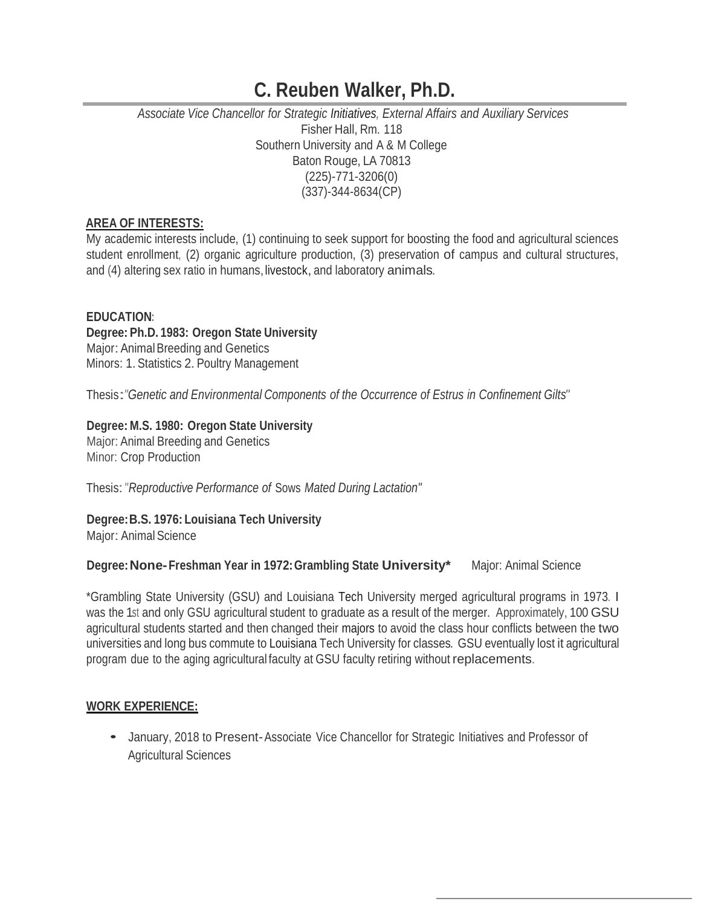# C. Reuben Walker, Ph.D.

*Associate Vice Chancellor for Strategic Initiatives, External Affairs and Auxiliary Services*
Fisher Hall, Rm. 118
Southern University and A & M College
Baton Rouge, LA 70813
(225)-771-3206(0)
(337)-344-8634(CP)

**AREA OF INTERESTS:**

My academic interests include, (1) continuing to seek support for boosting the food and agricultural sciences student enrollment, (2) organic agriculture production, (3) preservation of campus and cultural structures, and (4) altering sex ratio in humans, livestock, and laboratory animals.

**EDUCATION:**

**Degree: Ph.D. 1983: Oregon State University**
Major: Animal Breeding and Genetics
Minors: 1. Statistics 2. Poultry Management

Thesis: *"Genetic and Environmental Components of the Occurrence of Estrus in Confinement Gilts"*

**Degree: M.S. 1980: Oregon State University**
Major: Animal Breeding and Genetics
Minor: Crop Production

Thesis: *"Reproductive Performance of Sows Mated During Lactation"*

**Degree: B.S. 1976: Louisiana Tech University**
Major: Animal Science

**Degree: None- Freshman Year in 1972: Grambling State University*** Major: Animal Science

*Grambling State University (GSU) and Louisiana Tech University merged agricultural programs in 1973. I was the 1st and only GSU agricultural student to graduate as a result of the merger. Approximately, 100 GSU agricultural students started and then changed their majors to avoid the class hour conflicts between the two universities and long bus commute to Louisiana Tech University for classes. GSU eventually lost it agricultural program due to the aging agricultural faculty at GSU faculty retiring without replacements.

**WORK EXPERIENCE:**

- January, 2018 to Present- Associate Vice Chancellor for Strategic Initiatives and Professor of Agricultural Sciences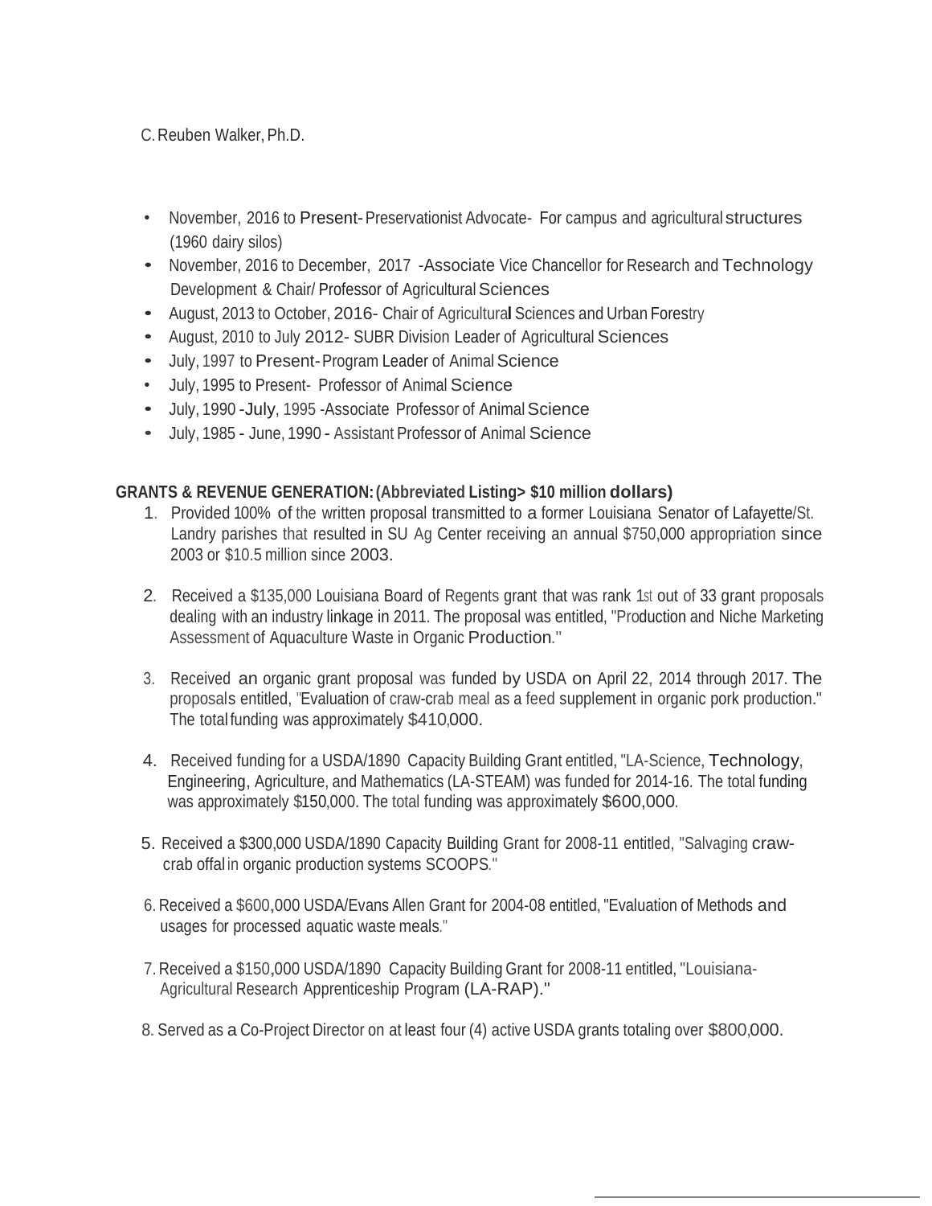C. Reuben Walker, Ph.D.

- November, 2016 to Present- Preservationist Advocate- For campus and agricultural structures (1960 dairy silos)
- November, 2016 to December, 2017 -Associate Vice Chancellor for Research and Technology Development & Chair/ Professor of Agricultural Sciences
- August, 2013 to October, 2016- Chair of Agricultural Sciences and Urban Forestry
- August, 2010 to July 2012- SUBR Division Leader of Agricultural Sciences
- July, 1997 to Present- Program Leader of Animal Science
- July, 1995 to Present- Professor of Animal Science
- July, 1990 -July, 1995 -Associate Professor of Animal Science
- July, 1985 - June, 1990 - Assistant Professor of Animal Science

**GRANTS & REVENUE GENERATION: (Abbreviated Listing> $10 million dollars)**

1. Provided 100% of the written proposal transmitted to a former Louisiana Senator of Lafayette/St. Landry parishes that resulted in SU Ag Center receiving an annual $750,000 appropriation since 2003 or $10.5 million since 2003.

2. Received a $135,000 Louisiana Board of Regents grant that was rank 1st out of 33 grant proposals dealing with an industry linkage in 2011. The proposal was entitled, "Production and Niche Marketing Assessment of Aquaculture Waste in Organic Production."

3. Received an organic grant proposal was funded by USDA on April 22, 2014 through 2017. The proposals entitled, "Evaluation of craw-crab meal as a feed supplement in organic pork production." The total funding was approximately $410,000.

4. Received funding for a USDA/1890 Capacity Building Grant entitled, "LA-Science, Technology, Engineering, Agriculture, and Mathematics (LA-STEAM) was funded for 2014-16. The total funding was approximately $150,000. The total funding was approximately $600,000.

5. Received a $300,000 USDA/1890 Capacity Building Grant for 2008-11 entitled, "Salvaging craw-crab offal in organic production systems SCOOPS."

6. Received a $600,000 USDA/Evans Allen Grant for 2004-08 entitled, "Evaluation of Methods and usages for processed aquatic waste meals."

7. Received a $150,000 USDA/1890 Capacity Building Grant for 2008-11 entitled, "Louisiana-Agricultural Research Apprenticeship Program (LA-RAP)."

8. Served as a Co-Project Director on at least four (4) active USDA grants totaling over $800,000.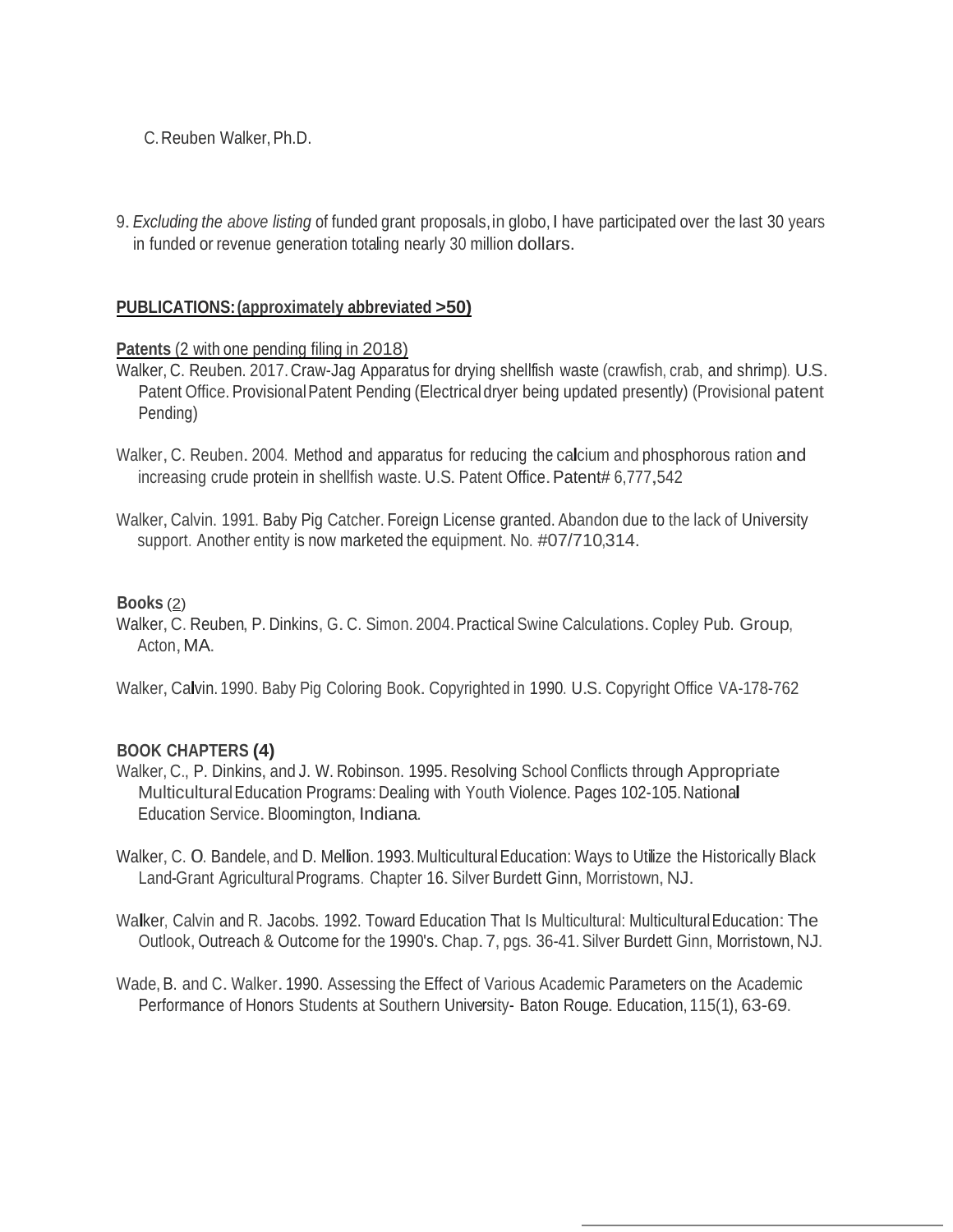C. Reuben Walker, Ph.D.

9. *Excluding the above listing* of funded grant proposals, in globo, I have participated over the last 30 years in funded or revenue generation totaling nearly 30 million dollars.

**PUBLICATIONS: (approximately abbreviated >50)**

**Patents** (2 with one pending filing in 2018)

Walker, C. Reuben. 2017. Craw-Jag Apparatus for drying shellfish waste (crawfish, crab, and shrimp). U.S. Patent Office. Provisional Patent Pending (Electrical dryer being updated presently) (Provisional patent Pending)

Walker, C. Reuben. 2004. Method and apparatus for reducing the calcium and phosphorous ration and increasing crude protein in shellfish waste. U.S. Patent Office. Patent# 6,777,542

Walker, Calvin. 1991. Baby Pig Catcher. Foreign License granted. Abandon due to the lack of University support. Another entity is now marketed the equipment. No. #07/710,314.

**Books** (2)

Walker, C. Reuben, P. Dinkins, G. C. Simon. 2004. Practical Swine Calculations. Copley Pub. Group, Acton, MA.

Walker, Calvin. 1990. Baby Pig Coloring Book. Copyrighted in 1990. U.S. Copyright Office VA-178-762

**BOOK CHAPTERS (4)**

Walker, C., P. Dinkins, and J. W. Robinson. 1995. Resolving School Conflicts through Appropriate Multicultural Education Programs: Dealing with Youth Violence. Pages 102-105. National Education Service. Bloomington, Indiana.

Walker, C. O. Bandele, and D. Mellion. 1993. Multicultural Education: Ways to Utilize the Historically Black Land-Grant Agricultural Programs. Chapter 16. Silver Burdett Ginn, Morristown, NJ.

Walker, Calvin and R. Jacobs. 1992. Toward Education That Is Multicultural: Multicultural Education: The Outlook, Outreach & Outcome for the 1990's. Chap. 7, pgs. 36-41. Silver Burdett Ginn, Morristown, NJ.

Wade, B. and C. Walker. 1990. Assessing the Effect of Various Academic Parameters on the Academic Performance of Honors Students at Southern University- Baton Rouge. Education, 115(1), 63-69.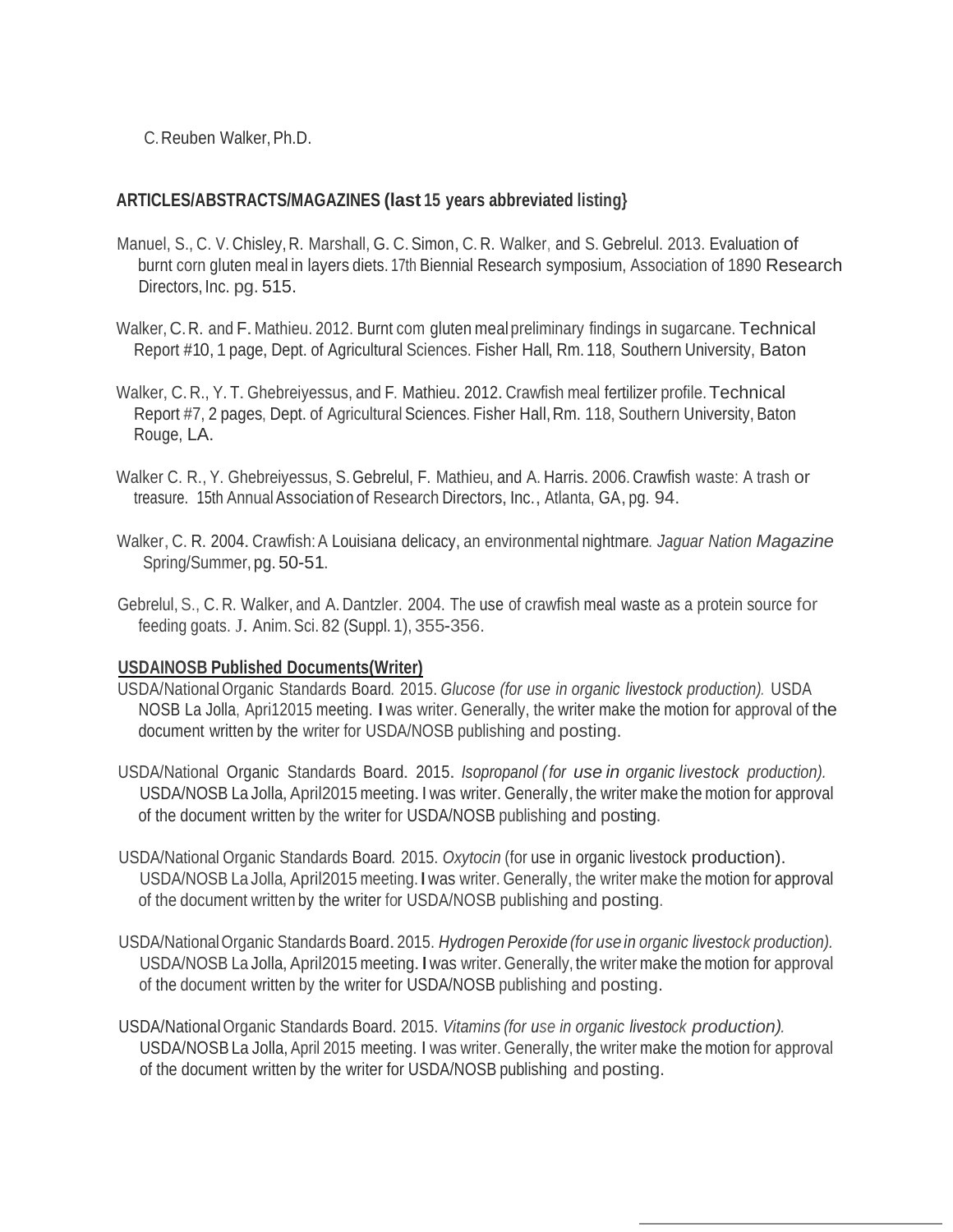C. Reuben Walker, Ph.D.

**ARTICLES/ABSTRACTS/MAGAZINES (last 15 years abbreviated listing}**

Manuel, S., C. V. Chisley, R. Marshall, G. C. Simon, C. R. Walker, and S. Gebrelul. 2013. Evaluation of burnt corn gluten meal in layers diets. 17th Biennial Research symposium, Association of 1890 Research Directors, Inc. pg. 515.

Walker, C. R. and F. Mathieu. 2012. Burnt com gluten meal preliminary findings in sugarcane. Technical Report #10, 1 page, Dept. of Agricultural Sciences. Fisher Hall, Rm. 118, Southern University, Baton

Walker, C. R., Y. T. Ghebreiyessus, and F. Mathieu. 2012. Crawfish meal fertilizer profile. Technical Report #7, 2 pages, Dept. of Agricultural Sciences. Fisher Hall, Rm. 118, Southern University, Baton Rouge, LA.

Walker C. R., Y. Ghebreiyessus, S. Gebrelul, F. Mathieu, and A. Harris. 2006. Crawfish waste: A trash or treasure. 15th Annual Association of Research Directors, Inc., Atlanta, GA, pg. 94.

Walker, C. R. 2004. Crawfish: A Louisiana delicacy, an environmental nightmare. *Jaguar Nation Magazine* Spring/Summer, pg. 50-51.

Gebrelul, S., C. R. Walker, and A. Dantzler. 2004. The use of crawfish meal waste as a protein source for feeding goats. J. Anim. Sci. 82 (Suppl. 1), 355-356.

**USDAINOSB Published Documents(Writer)**

USDA/National Organic Standards Board. 2015. *Glucose (for use in organic livestock production).* USDA NOSB La Jolla, Apri12015 meeting. I was writer. Generally, the writer make the motion for approval of the document written by the writer for USDA/NOSB publishing and posting.

USDA/National Organic Standards Board. 2015. *Isopropanol (for use in organic livestock production).* USDA/NOSB La Jolla, April2015 meeting. I was writer. Generally, the writer make the motion for approval of the document written by the writer for USDA/NOSB publishing and posting.

USDA/National Organic Standards Board. 2015. *Oxytocin* (for use in organic livestock production). USDA/NOSB La Jolla, April2015 meeting. I was writer. Generally, the writer make the motion for approval of the document written by the writer for USDA/NOSB publishing and posting.

USDA/National Organic Standards Board. 2015. *Hydrogen Peroxide (for use in organic livestock production).* USDA/NOSB La Jolla, April2015 meeting. I was writer. Generally, the writer make the motion for approval of the document written by the writer for USDA/NOSB publishing and posting.

USDA/National Organic Standards Board. 2015. *Vitamins (for use in organic livestock production).* USDA/NOSB La Jolla, April 2015 meeting. I was writer. Generally, the writer make the motion for approval of the document written by the writer for USDA/NOSB publishing and posting.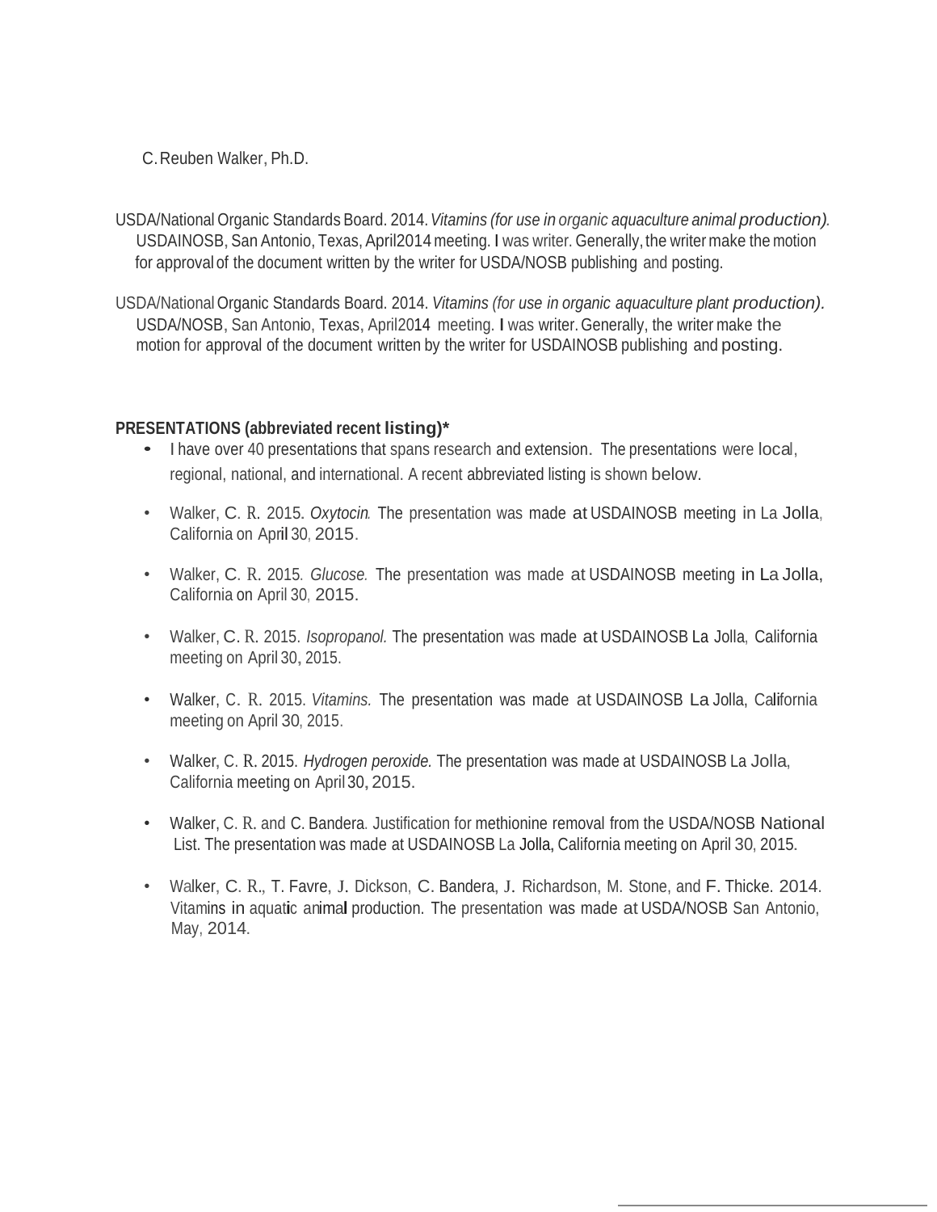C. Reuben Walker, Ph.D.

USDA/National Organic Standards Board. 2014. *Vitamins (for use in organic aquaculture animal production).* USDAINOSB, San Antonio, Texas, April2014 meeting. I was writer. Generally, the writer make the motion for approval of the document written by the writer for USDA/NOSB publishing and posting.

USDA/National Organic Standards Board. 2014. *Vitamins (for use in organic aquaculture plant production).* USDA/NOSB, San Antonio, Texas, April2014 meeting. I was writer. Generally, the writer make the motion for approval of the document written by the writer for USDAINOSB publishing and posting.

**PRESENTATIONS (abbreviated recent listing)***

- I have over 40 presentations that spans research and extension. The presentations were local, regional, national, and international. A recent abbreviated listing is shown below.

- Walker, C. R. 2015. *Oxytocin.* The presentation was made at USDAINOSB meeting in La Jolla, California on April 30, 2015.

- Walker, C. R. 2015. *Glucose.* The presentation was made at USDAINOSB meeting in La Jolla, California on April 30, 2015.

- Walker, C. R. 2015. *Isopropanol.* The presentation was made at USDAINOSB La Jolla, California meeting on April 30, 2015.

- Walker, C. R. 2015. *Vitamins.* The presentation was made at USDAINOSB La Jolla, California meeting on April 30, 2015.

- Walker, C. R. 2015. *Hydrogen peroxide.* The presentation was made at USDAINOSB La Jolla, California meeting on April 30, 2015.

- Walker, C. R. and C. Bandera. Justification for methionine removal from the USDA/NOSB National List. The presentation was made at USDAINOSB La Jolla, California meeting on April 30, 2015.

- Walker, C. R., T. Favre, J. Dickson, C. Bandera, J. Richardson, M. Stone, and F. Thicke. 2014. Vitamins in aquatic animal production. The presentation was made at USDA/NOSB San Antonio, May, 2014.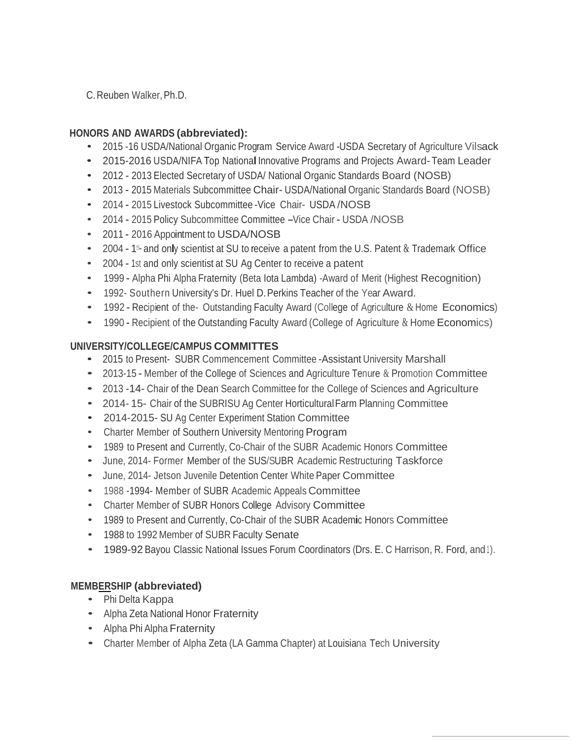C. Reuben Walker, Ph.D.

**HONORS AND AWARDS (abbreviated):**

- 2015 -16 USDA/National Organic Program Service Award -USDA Secretary of Agriculture Vilsack
- 2015-2016 USDA/NIFA Top National Innovative Programs and Projects Award- Team Leader
- 2012 - 2013 Elected Secretary of USDA/ National Organic Standards Board (NOSB)
- 2013 - 2015 Materials Subcommittee Chair- USDA/National Organic Standards Board (NOSB)
- 2014 - 2015 Livestock Subcommittee -Vice Chair- USDA /NOSB
- 2014 - 2015 Policy Subcommittee Committee –Vice Chair - USDA /NOSB
- 2011 - 2016 Appointment to USDA/NOSB
- 2004 - 1st and only scientist at SU to receive a patent from the U.S. Patent & Trademark Office
- 2004 - 1st and only scientist at SU Ag Center to receive a patent
- 1999 - Alpha Phi Alpha Fraternity (Beta Iota Lambda) -Award of Merit (Highest Recognition)
- 1992- Southern University's Dr. Huel D. Perkins Teacher of the Year Award.
- 1992 - Recipient of the- Outstanding Faculty Award (College of Agriculture & Home Economics)
- 1990 - Recipient of the Outstanding Faculty Award (College of Agriculture & Home Economics)

**UNIVERSITY/COLLEGE/CAMPUS COMMITTES**

- 2015 to Present- SUBR Commencement Committee -Assistant University Marshall
- 2013-15 - Member of the College of Sciences and Agriculture Tenure & Promotion Committee
- 2013 -14- Chair of the Dean Search Committee for the College of Sciences and Agriculture
- 2014- 15- Chair of the SUBRISU Ag Center Horticultural Farm Planning Committee
- 2014-2015- SU Ag Center Experiment Station Committee
- Charter Member of Southern University Mentoring Program
- 1989 to Present and Currently, Co-Chair of the SUBR Academic Honors Committee
- June, 2014- Former Member of the SUS/SUBR Academic Restructuring Taskforce
- June, 2014- Jetson Juvenile Detention Center White Paper Committee
- 1988 -1994- Member of SUBR Academic Appeals Committee
- Charter Member of SUBR Honors College Advisory Committee
- 1989 to Present and Currently, Co-Chair of the SUBR Academic Honors Committee
- 1988 to 1992 Member of SUBR Faculty Senate
- 1989-92 Bayou Classic National Issues Forum Coordinators (Drs. E. C Harrison, R. Ford, and I).

**MEMBERSHIP (abbreviated)**

- Phi Delta Kappa
- Alpha Zeta National Honor Fraternity
- Alpha Phi Alpha Fraternity
- Charter Member of Alpha Zeta (LA Gamma Chapter) at Louisiana Tech University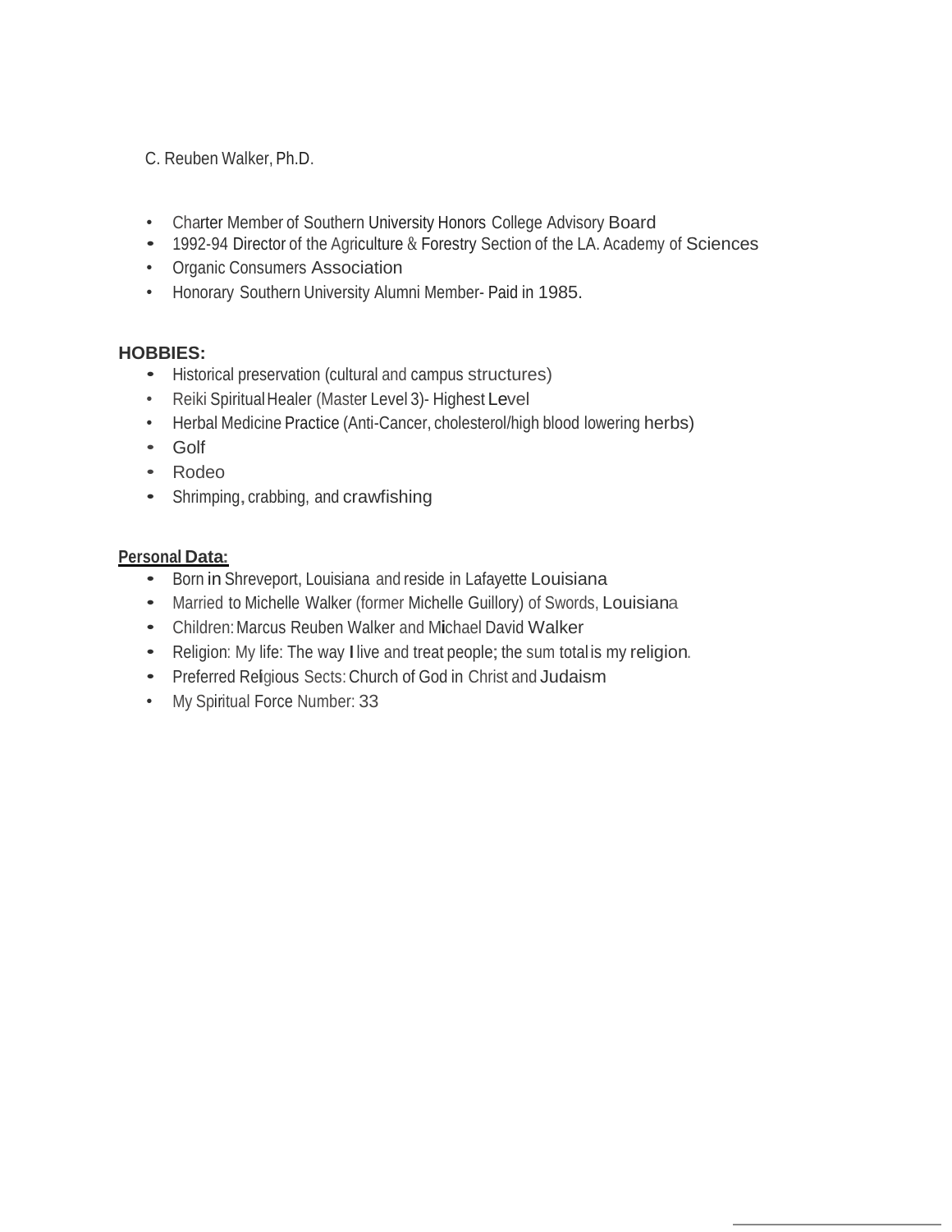C. Reuben Walker, Ph.D.

- Charter Member of Southern University Honors College Advisory Board
- 1992-94 Director of the Agriculture & Forestry Section of the LA. Academy of Sciences
- Organic Consumers Association
- Honorary Southern University Alumni Member- Paid in 1985.

## HOBBIES:

- Historical preservation (cultural and campus structures)
- Reiki Spiritual Healer (Master Level 3)- Highest Level
- Herbal Medicine Practice (Anti-Cancer, cholesterol/high blood lowering herbs)
- Golf
- Rodeo
- Shrimping, crabbing, and crawfishing

## Personal Data:

- Born in Shreveport, Louisiana and reside in Lafayette Louisiana
- Married to Michelle Walker (former Michelle Guillory) of Swords, Louisiana
- Children: Marcus Reuben Walker and Michael David Walker
- Religion: My life: The way I live and treat people; the sum total is my religion.
- Preferred Relgious Sects: Church of God in Christ and Judaism
- My Spiritual Force Number: 33